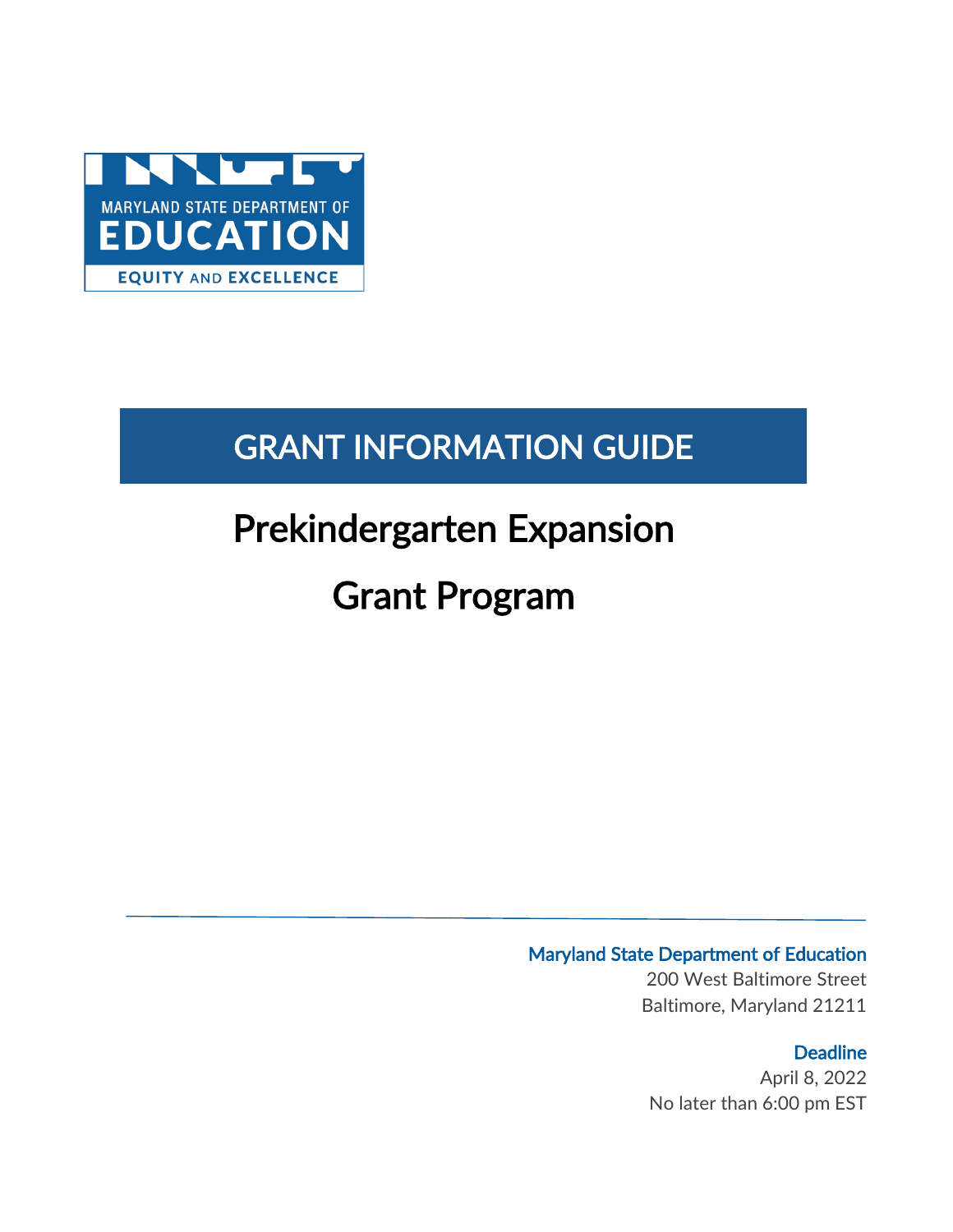MARYLAND STATE DEPARTMENT OF

EDUCATION

EQUITY AND EXCELLENCE

# GRANT INFORMATION GUIDE

# Prekindergarten Expansion Grant Program

**Maryland State Department of Education**

200 West Baltimore Street

Baltimore, Maryland 21211

**Deadline**

April 8, 2022

No later than 6:00 pm EST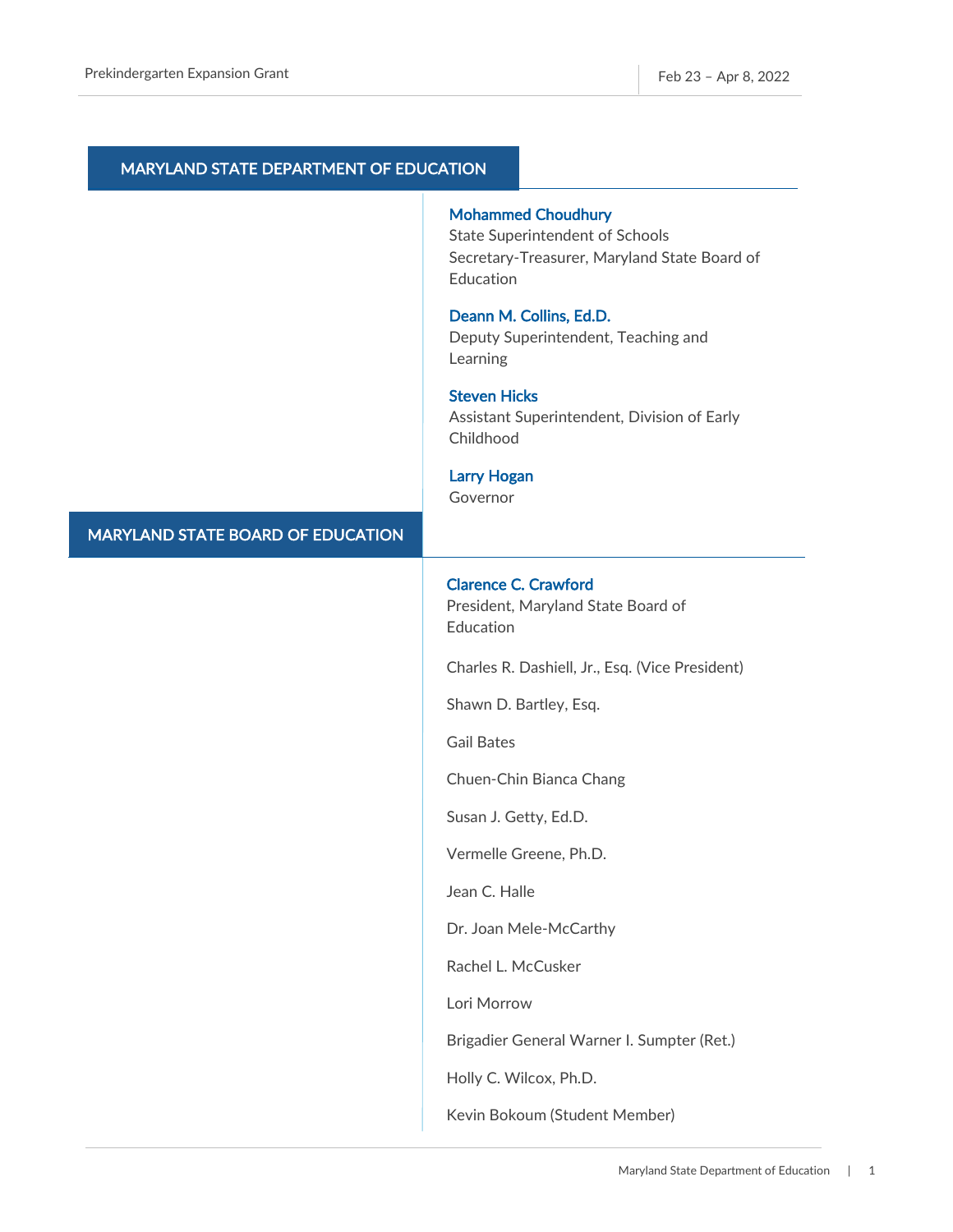## MARYLAND STATE DEPARTMENT OF EDUCATION

**Mohammed Choudhury**
State Superintendent of Schools
Secretary-Treasurer, Maryland State Board of Education

**Deann M. Collins, Ed.D.**
Deputy Superintendent, Teaching and Learning

**Steven Hicks**
Assistant Superintendent, Division of Early Childhood

**Larry Hogan**
Governor

## MARYLAND STATE BOARD OF EDUCATION

**Clarence C. Crawford**
President, Maryland State Board of Education

Charles R. Dashiell, Jr., Esq. (Vice President)

Shawn D. Bartley, Esq.

Gail Bates

Chuen-Chin Bianca Chang

Susan J. Getty, Ed.D.

Vermelle Greene, Ph.D.

Jean C. Halle

Dr. Joan Mele-McCarthy

Rachel L. McCusker

Lori Morrow

Brigadier General Warner I. Sumpter (Ret.)

Holly C. Wilcox, Ph.D.

Kevin Bokoum (Student Member)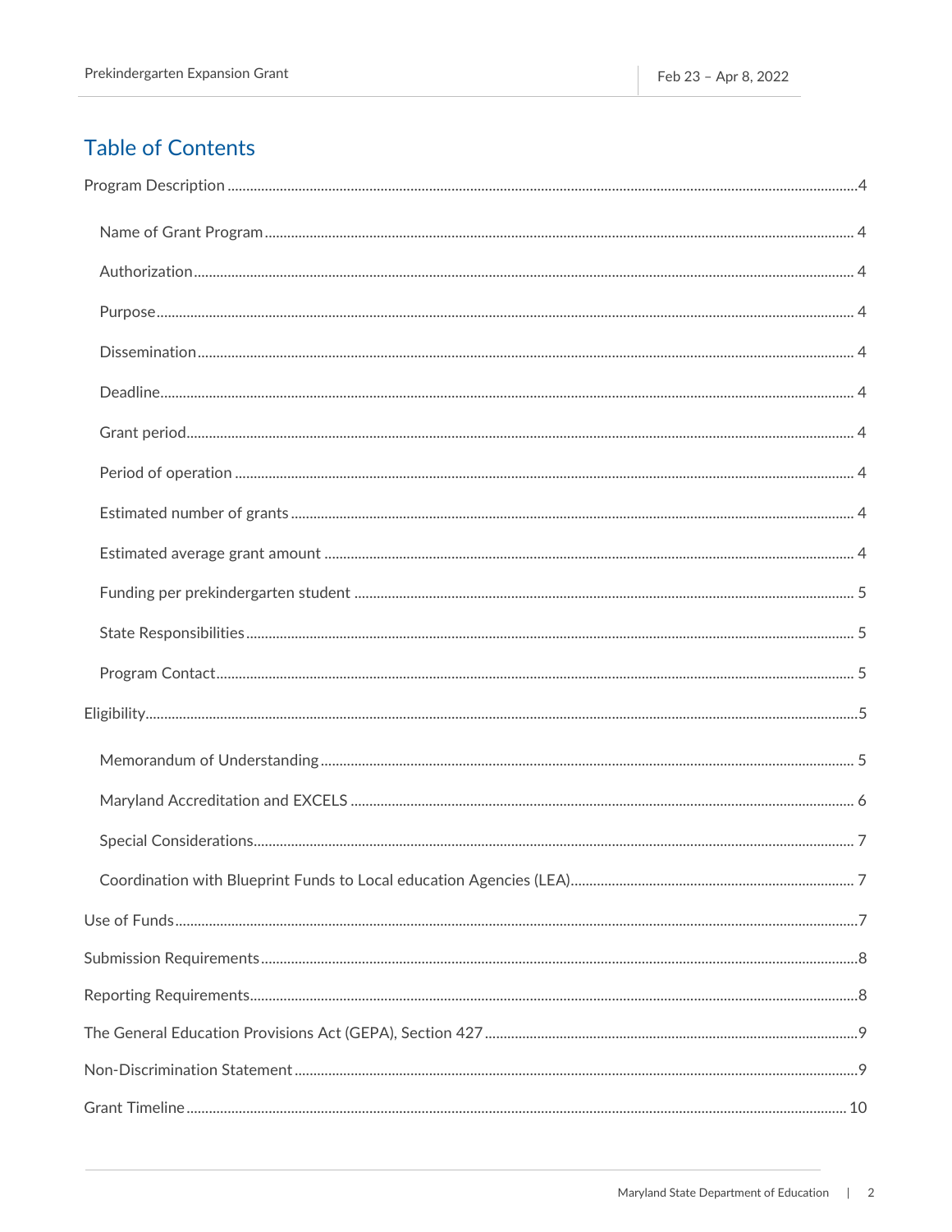## Table of Contents

- Program Description ... 4
  - Name of Grant Program ... 4
  - Authorization ... 4
  - Purpose ... 4
  - Dissemination ... 4
  - Deadline ... 4
  - Grant period ... 4
  - Period of operation ... 4
  - Estimated number of grants ... 4
  - Estimated average grant amount ... 4
  - Funding per prekindergarten student ... 5
  - State Responsibilities ... 5
  - Program Contact ... 5
- Eligibility ... 5
  - Memorandum of Understanding ... 5
  - Maryland Accreditation and EXCELS ... 6
  - Special Considerations ... 7
  - Coordination with Blueprint Funds to Local education Agencies (LEA) ... 7
- Use of Funds ... 7
- Submission Requirements ... 8
- Reporting Requirements ... 8
- The General Education Provisions Act (GEPA), Section 427 ... 9
- Non-Discrimination Statement ... 9
- Grant Timeline ... 10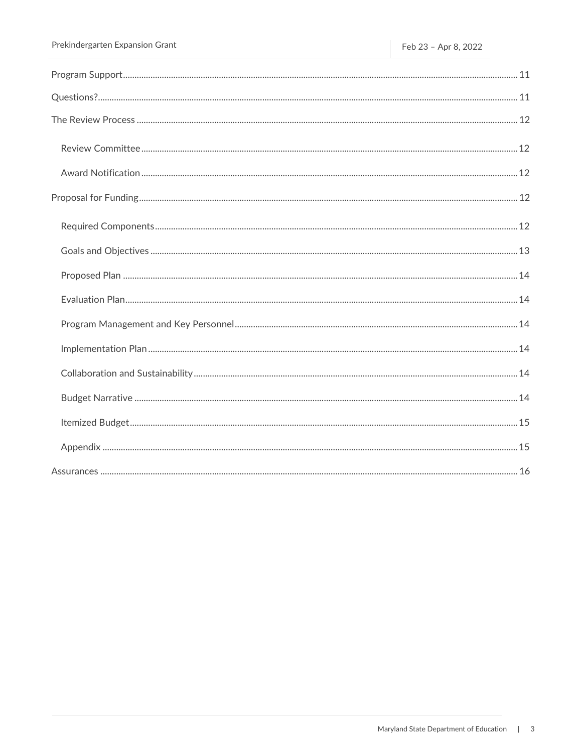Program Support ........................................................................................................................ 11

Questions? ................................................................................................................................... 11

The Review Process .................................................................................................................... 12

- Review Committee ................................................................................................................. 12
- Award Notification ................................................................................................................. 12

Proposal for Funding .................................................................................................................. 12

- Required Components ........................................................................................................... 12
- Goals and Objectives ............................................................................................................. 13
- Proposed Plan ........................................................................................................................ 14
- Evaluation Plan ....................................................................................................................... 14
- Program Management and Key Personnel ............................................................................ 14
- Implementation Plan .............................................................................................................. 14
- Collaboration and Sustainability ............................................................................................ 14
- Budget Narrative .................................................................................................................... 14
- Itemized Budget ..................................................................................................................... 15
- Appendix ................................................................................................................................ 15

Assurances .................................................................................................................................. 16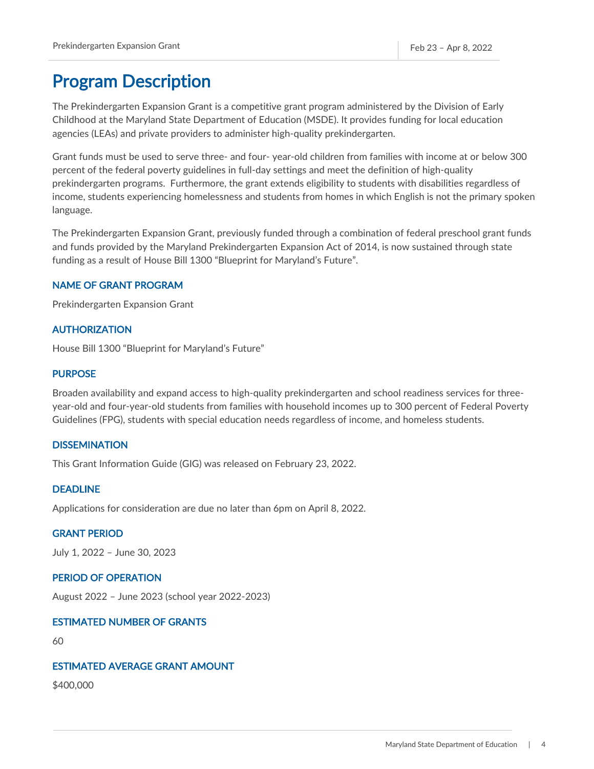# Program Description

The Prekindergarten Expansion Grant is a competitive grant program administered by the Division of Early Childhood at the Maryland State Department of Education (MSDE). It provides funding for local education agencies (LEAs) and private providers to administer high-quality prekindergarten.

Grant funds must be used to serve three- and four- year-old children from families with income at or below 300 percent of the federal poverty guidelines in full-day settings and meet the definition of high-quality prekindergarten programs. Furthermore, the grant extends eligibility to students with disabilities regardless of income, students experiencing homelessness and students from homes in which English is not the primary spoken language.

The Prekindergarten Expansion Grant, previously funded through a combination of federal preschool grant funds and funds provided by the Maryland Prekindergarten Expansion Act of 2014, is now sustained through state funding as a result of House Bill 1300 "Blueprint for Maryland's Future".

### NAME OF GRANT PROGRAM

Prekindergarten Expansion Grant

### AUTHORIZATION

House Bill 1300 "Blueprint for Maryland's Future"

### PURPOSE

Broaden availability and expand access to high-quality prekindergarten and school readiness services for three-year-old and four-year-old students from families with household incomes up to 300 percent of Federal Poverty Guidelines (FPG), students with special education needs regardless of income, and homeless students.

### DISSEMINATION

This Grant Information Guide (GIG) was released on February 23, 2022.

### DEADLINE

Applications for consideration are due no later than 6pm on April 8, 2022.

### GRANT PERIOD

July 1, 2022 – June 30, 2023

### PERIOD OF OPERATION

August 2022 – June 2023 (school year 2022-2023)

### ESTIMATED NUMBER OF GRANTS

60

### ESTIMATED AVERAGE GRANT AMOUNT

$400,000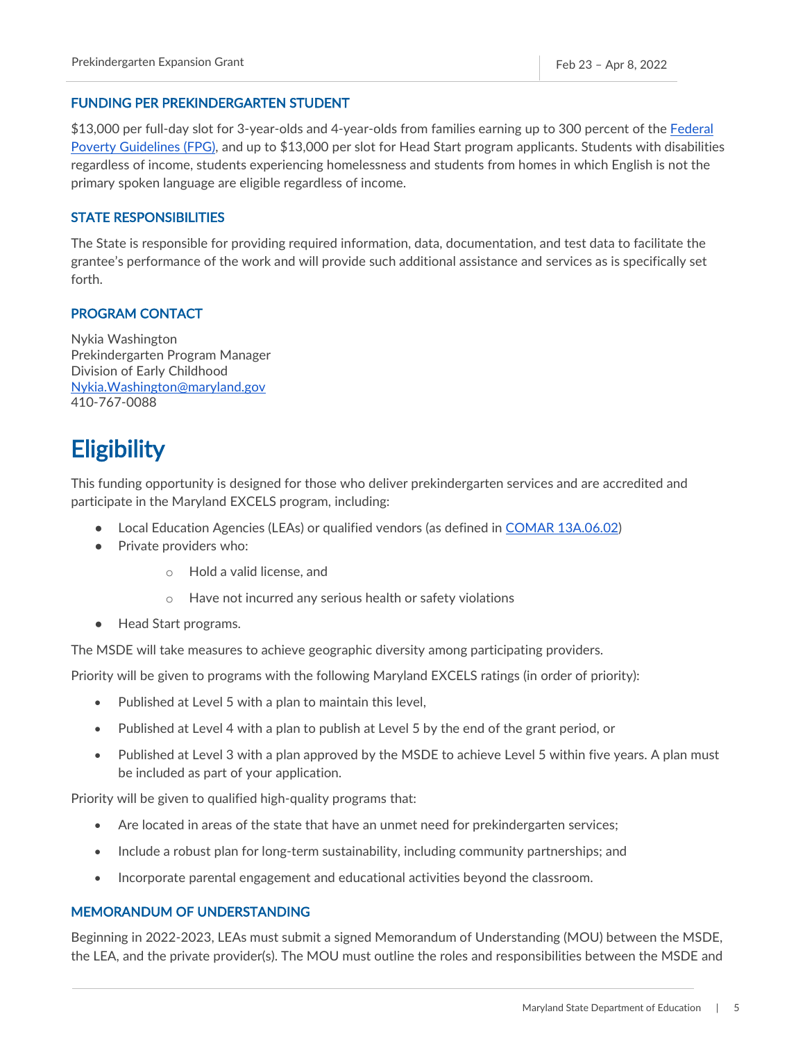### FUNDING PER PREKINDERGARTEN STUDENT

$13,000 per full-day slot for 3-year-olds and 4-year-olds from families earning up to 300 percent of the [Federal Poverty Guidelines (FPG)](), and up to $13,000 per slot for Head Start program applicants. Students with disabilities regardless of income, students experiencing homelessness and students from homes in which English is not the primary spoken language are eligible regardless of income.

### STATE RESPONSIBILITIES

The State is responsible for providing required information, data, documentation, and test data to facilitate the grantee's performance of the work and will provide such additional assistance and services as is specifically set forth.

### PROGRAM CONTACT

Nykia Washington
Prekindergarten Program Manager
Division of Early Childhood
[Nykia.Washington@maryland.gov](mailto:Nykia.Washington@maryland.gov)
410-767-0088

# Eligibility

This funding opportunity is designed for those who deliver prekindergarten services and are accredited and participate in the Maryland EXCELS program, including:

- Local Education Agencies (LEAs) or qualified vendors (as defined in [COMAR 13A.06.02]())
- Private providers who:
    - Hold a valid license, and
    - Have not incurred any serious health or safety violations
- Head Start programs.

The MSDE will take measures to achieve geographic diversity among participating providers.

Priority will be given to programs with the following Maryland EXCELS ratings (in order of priority):

- Published at Level 5 with a plan to maintain this level,
- Published at Level 4 with a plan to publish at Level 5 by the end of the grant period, or
- Published at Level 3 with a plan approved by the MSDE to achieve Level 5 within five years. A plan must be included as part of your application.

Priority will be given to qualified high-quality programs that:

- Are located in areas of the state that have an unmet need for prekindergarten services;
- Include a robust plan for long-term sustainability, including community partnerships; and
- Incorporate parental engagement and educational activities beyond the classroom.

### MEMORANDUM OF UNDERSTANDING

Beginning in 2022-2023, LEAs must submit a signed Memorandum of Understanding (MOU) between the MSDE, the LEA, and the private provider(s). The MOU must outline the roles and responsibilities between the MSDE and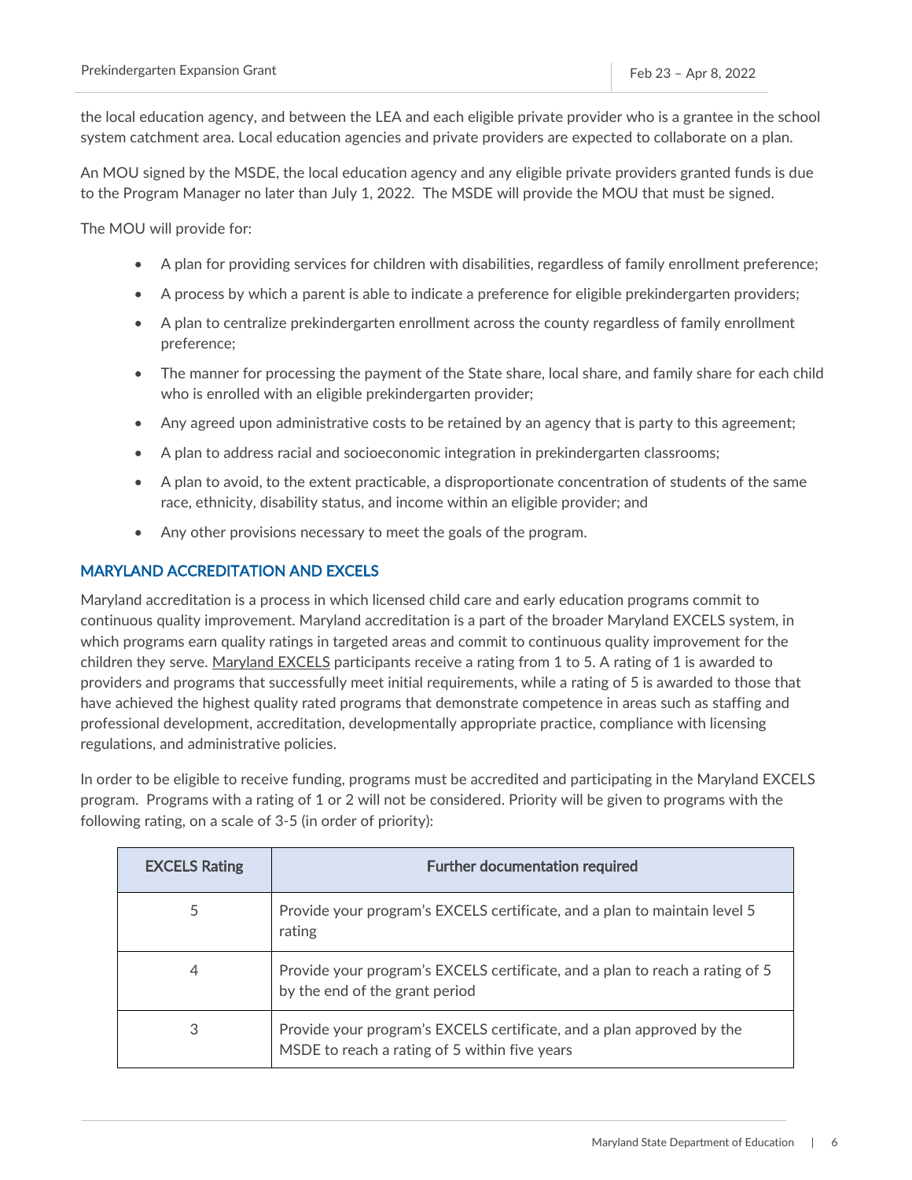the local education agency, and between the LEA and each eligible private provider who is a grantee in the school system catchment area. Local education agencies and private providers are expected to collaborate on a plan.

An MOU signed by the MSDE, the local education agency and any eligible private providers granted funds is due to the Program Manager no later than July 1, 2022. The MSDE will provide the MOU that must be signed.

The MOU will provide for:

- A plan for providing services for children with disabilities, regardless of family enrollment preference;
- A process by which a parent is able to indicate a preference for eligible prekindergarten providers;
- A plan to centralize prekindergarten enrollment across the county regardless of family enrollment preference;
- The manner for processing the payment of the State share, local share, and family share for each child who is enrolled with an eligible prekindergarten provider;
- Any agreed upon administrative costs to be retained by an agency that is party to this agreement;
- A plan to address racial and socioeconomic integration in prekindergarten classrooms;
- A plan to avoid, to the extent practicable, a disproportionate concentration of students of the same race, ethnicity, disability status, and income within an eligible provider; and
- Any other provisions necessary to meet the goals of the program.

## MARYLAND ACCREDITATION AND EXCELS

Maryland accreditation is a process in which licensed child care and early education programs commit to continuous quality improvement. Maryland accreditation is a part of the broader Maryland EXCELS system, in which programs earn quality ratings in targeted areas and commit to continuous quality improvement for the children they serve. Maryland EXCELS participants receive a rating from 1 to 5. A rating of 1 is awarded to providers and programs that successfully meet initial requirements, while a rating of 5 is awarded to those that have achieved the highest quality rated programs that demonstrate competence in areas such as staffing and professional development, accreditation, developmentally appropriate practice, compliance with licensing regulations, and administrative policies.

In order to be eligible to receive funding, programs must be accredited and participating in the Maryland EXCELS program. Programs with a rating of 1 or 2 will not be considered. Priority will be given to programs with the following rating, on a scale of 3-5 (in order of priority):

| EXCELS Rating | Further documentation required |
|---|---|
| 5 | Provide your program's EXCELS certificate, and a plan to maintain level 5 rating |
| 4 | Provide your program's EXCELS certificate, and a plan to reach a rating of 5 by the end of the grant period |
| 3 | Provide your program's EXCELS certificate, and a plan approved by the MSDE to reach a rating of 5 within five years |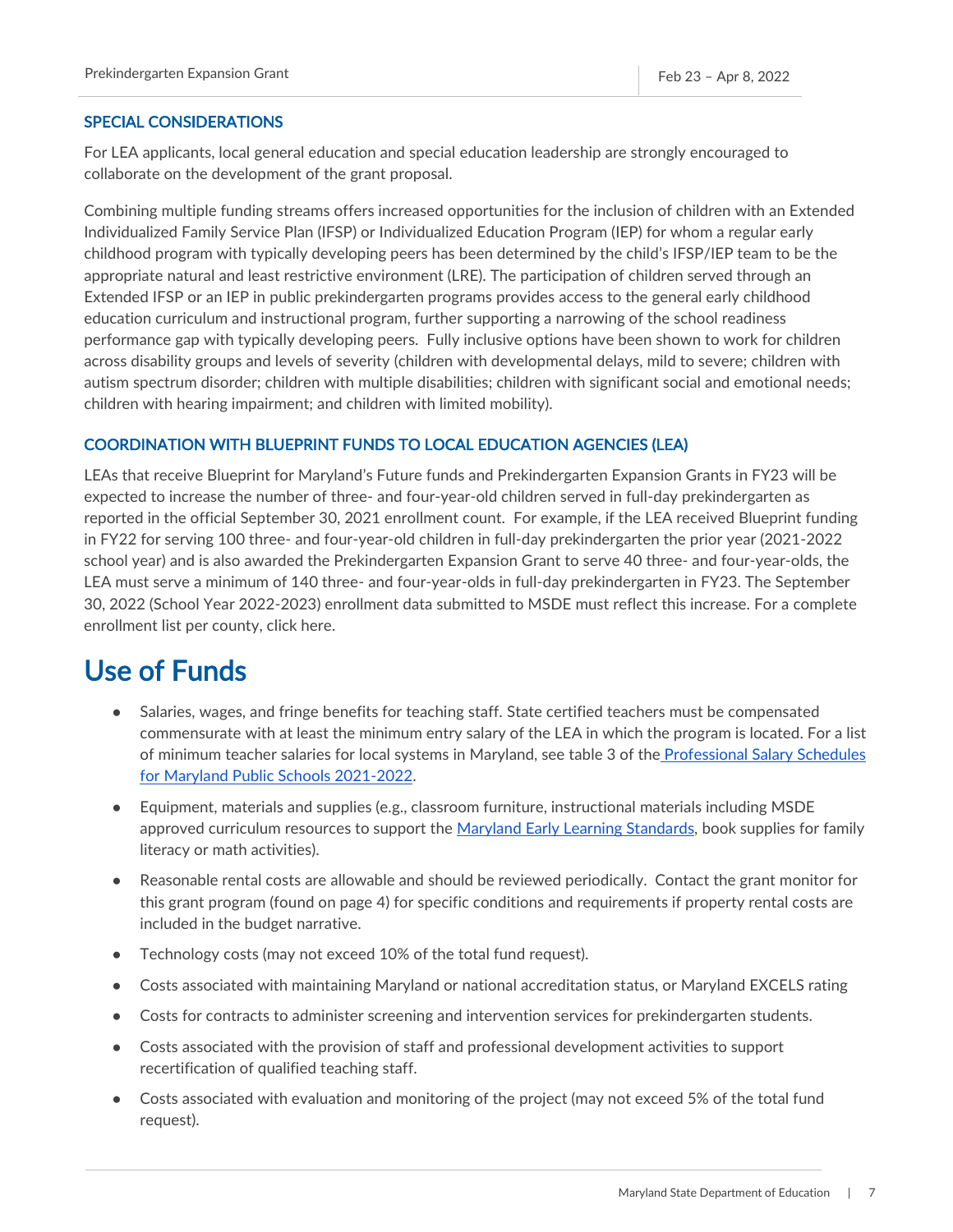### SPECIAL CONSIDERATIONS

For LEA applicants, local general education and special education leadership are strongly encouraged to collaborate on the development of the grant proposal.

Combining multiple funding streams offers increased opportunities for the inclusion of children with an Extended Individualized Family Service Plan (IFSP) or Individualized Education Program (IEP) for whom a regular early childhood program with typically developing peers has been determined by the child's IFSP/IEP team to be the appropriate natural and least restrictive environment (LRE). The participation of children served through an Extended IFSP or an IEP in public prekindergarten programs provides access to the general early childhood education curriculum and instructional program, further supporting a narrowing of the school readiness performance gap with typically developing peers. Fully inclusive options have been shown to work for children across disability groups and levels of severity (children with developmental delays, mild to severe; children with autism spectrum disorder; children with multiple disabilities; children with significant social and emotional needs; children with hearing impairment; and children with limited mobility).

### COORDINATION WITH BLUEPRINT FUNDS TO LOCAL EDUCATION AGENCIES (LEA)

LEAs that receive Blueprint for Maryland's Future funds and Prekindergarten Expansion Grants in FY23 will be expected to increase the number of three- and four-year-old children served in full-day prekindergarten as reported in the official September 30, 2021 enrollment count. For example, if the LEA received Blueprint funding in FY22 for serving 100 three- and four-year-old children in full-day prekindergarten the prior year (2021-2022 school year) and is also awarded the Prekindergarten Expansion Grant to serve 40 three- and four-year-olds, the LEA must serve a minimum of 140 three- and four-year-olds in full-day prekindergarten in FY23. The September 30, 2022 (School Year 2022-2023) enrollment data submitted to MSDE must reflect this increase. For a complete enrollment list per county, click here.

# Use of Funds

- Salaries, wages, and fringe benefits for teaching staff. State certified teachers must be compensated commensurate with at least the minimum entry salary of the LEA in which the program is located. For a list of minimum teacher salaries for local systems in Maryland, see table 3 of the Professional Salary Schedules for Maryland Public Schools 2021-2022.
- Equipment, materials and supplies (e.g., classroom furniture, instructional materials including MSDE approved curriculum resources to support the Maryland Early Learning Standards, book supplies for family literacy or math activities).
- Reasonable rental costs are allowable and should be reviewed periodically. Contact the grant monitor for this grant program (found on page 4) for specific conditions and requirements if property rental costs are included in the budget narrative.
- Technology costs (may not exceed 10% of the total fund request).
- Costs associated with maintaining Maryland or national accreditation status, or Maryland EXCELS rating
- Costs for contracts to administer screening and intervention services for prekindergarten students.
- Costs associated with the provision of staff and professional development activities to support recertification of qualified teaching staff.
- Costs associated with evaluation and monitoring of the project (may not exceed 5% of the total fund request).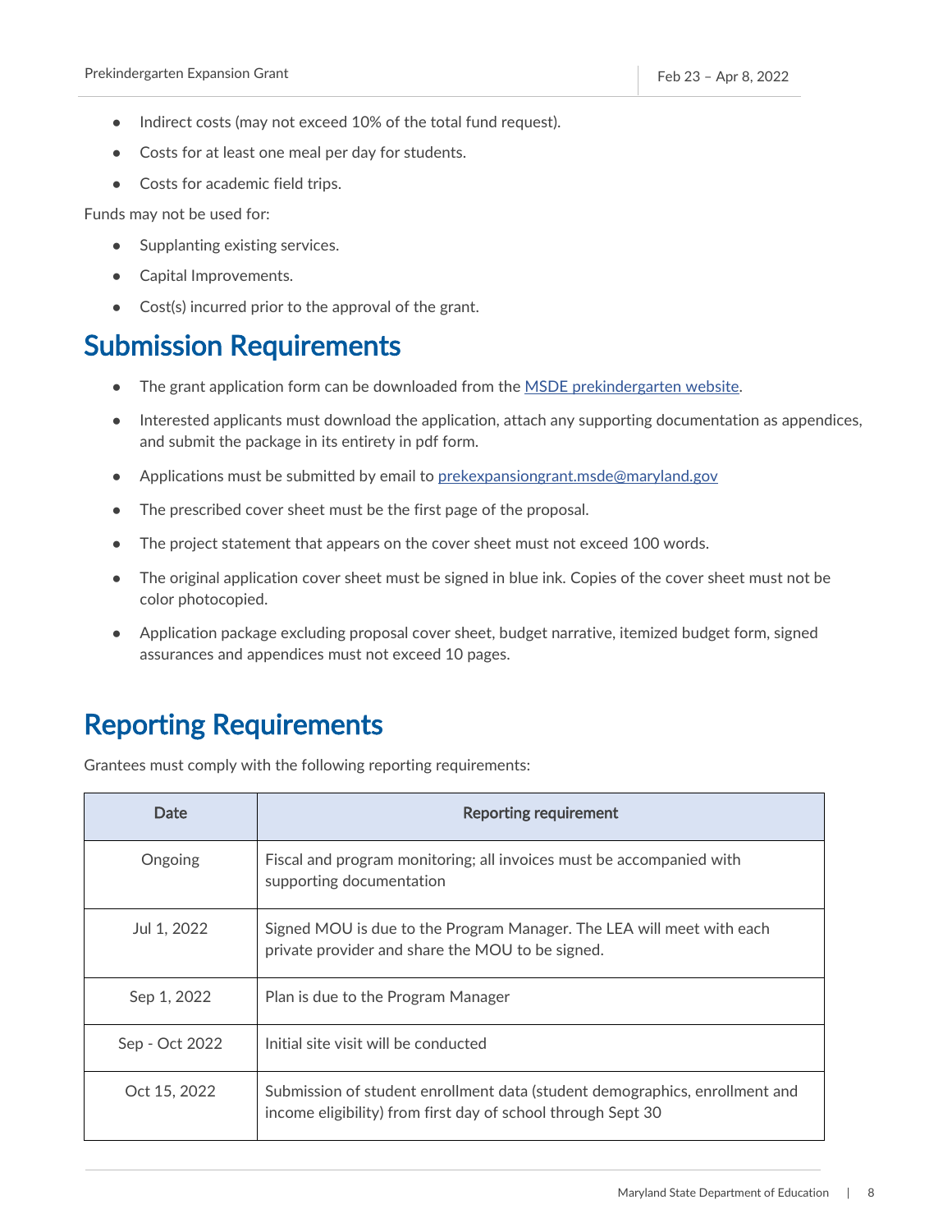- Indirect costs (may not exceed 10% of the total fund request).
- Costs for at least one meal per day for students.
- Costs for academic field trips.

Funds may not be used for:

- Supplanting existing services.
- Capital Improvements.
- Cost(s) incurred prior to the approval of the grant.

# Submission Requirements

- The grant application form can be downloaded from the [MSDE prekindergarten website](#).
- Interested applicants must download the application, attach any supporting documentation as appendices, and submit the package in its entirety in pdf form.
- Applications must be submitted by email to prekexpansiongrant.msde@maryland.gov
- The prescribed cover sheet must be the first page of the proposal.
- The project statement that appears on the cover sheet must not exceed 100 words.
- The original application cover sheet must be signed in blue ink. Copies of the cover sheet must not be color photocopied.
- Application package excluding proposal cover sheet, budget narrative, itemized budget form, signed assurances and appendices must not exceed 10 pages.

# Reporting Requirements

Grantees must comply with the following reporting requirements:

| Date | Reporting requirement |
|---|---|
| Ongoing | Fiscal and program monitoring; all invoices must be accompanied with supporting documentation |
| Jul 1, 2022 | Signed MOU is due to the Program Manager. The LEA will meet with each private provider and share the MOU to be signed. |
| Sep 1, 2022 | Plan is due to the Program Manager |
| Sep - Oct 2022 | Initial site visit will be conducted |
| Oct 15, 2022 | Submission of student enrollment data (student demographics, enrollment and income eligibility) from first day of school through Sept 30 |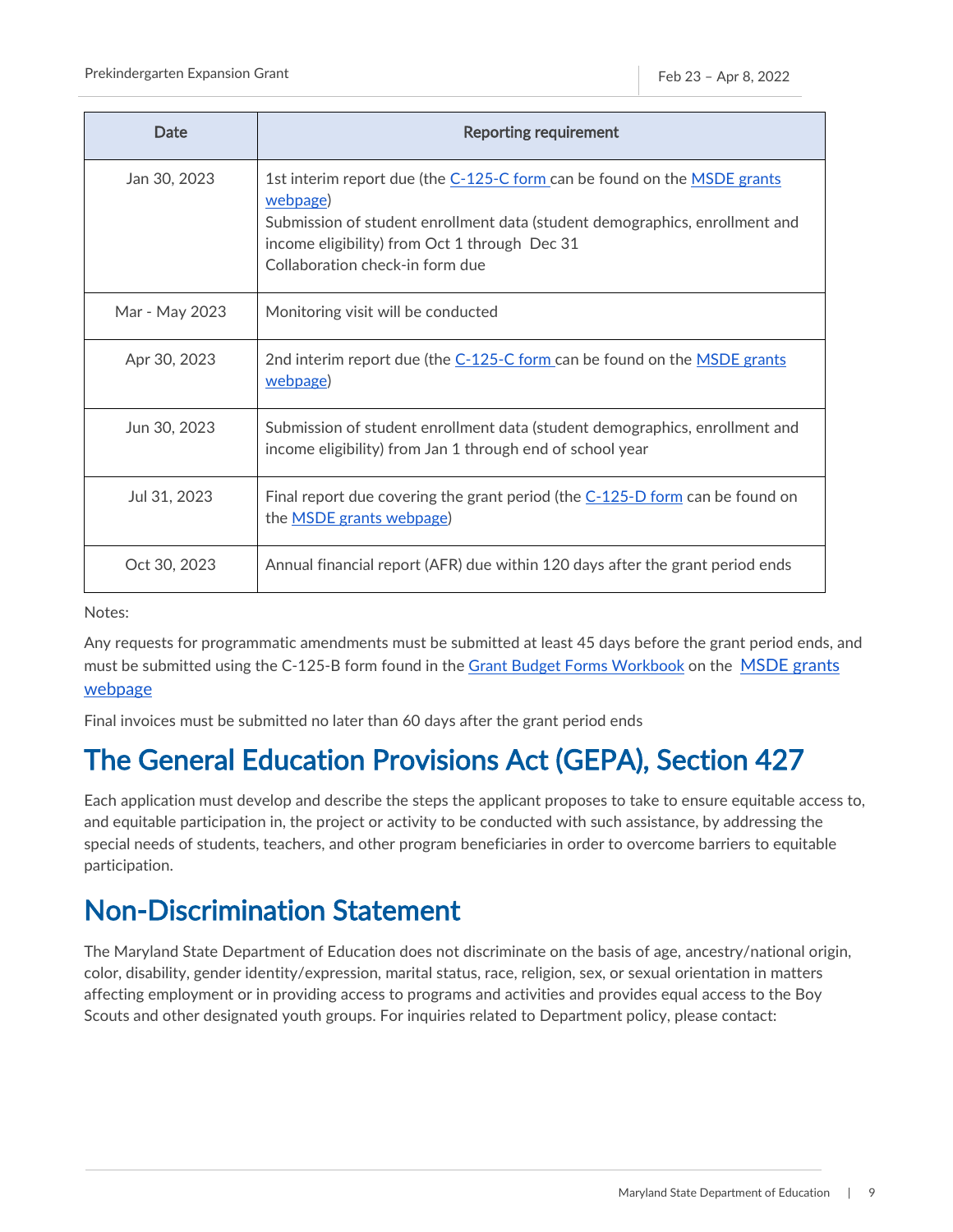| Date | Reporting requirement |
|---|---|
| Jan 30, 2023 | 1st interim report due (the C-125-C form can be found on the MSDE grants webpage)<br>Submission of student enrollment data (student demographics, enrollment and income eligibility) from Oct 1 through Dec 31<br>Collaboration check-in form due |
| Mar - May 2023 | Monitoring visit will be conducted |
| Apr 30, 2023 | 2nd interim report due (the C-125-C form can be found on the MSDE grants webpage) |
| Jun 30, 2023 | Submission of student enrollment data (student demographics, enrollment and income eligibility) from Jan 1 through end of school year |
| Jul 31, 2023 | Final report due covering the grant period (the C-125-D form can be found on the MSDE grants webpage) |
| Oct 30, 2023 | Annual financial report (AFR) due within 120 days after the grant period ends |

Notes:

Any requests for programmatic amendments must be submitted at least 45 days before the grant period ends, and must be submitted using the C-125-B form found in the Grant Budget Forms Workbook on the MSDE grants webpage

Final invoices must be submitted no later than 60 days after the grant period ends

# The General Education Provisions Act (GEPA), Section 427

Each application must develop and describe the steps the applicant proposes to take to ensure equitable access to, and equitable participation in, the project or activity to be conducted with such assistance, by addressing the special needs of students, teachers, and other program beneficiaries in order to overcome barriers to equitable participation.

# Non-Discrimination Statement

The Maryland State Department of Education does not discriminate on the basis of age, ancestry/national origin, color, disability, gender identity/expression, marital status, race, religion, sex, or sexual orientation in matters affecting employment or in providing access to programs and activities and provides equal access to the Boy Scouts and other designated youth groups. For inquiries related to Department policy, please contact: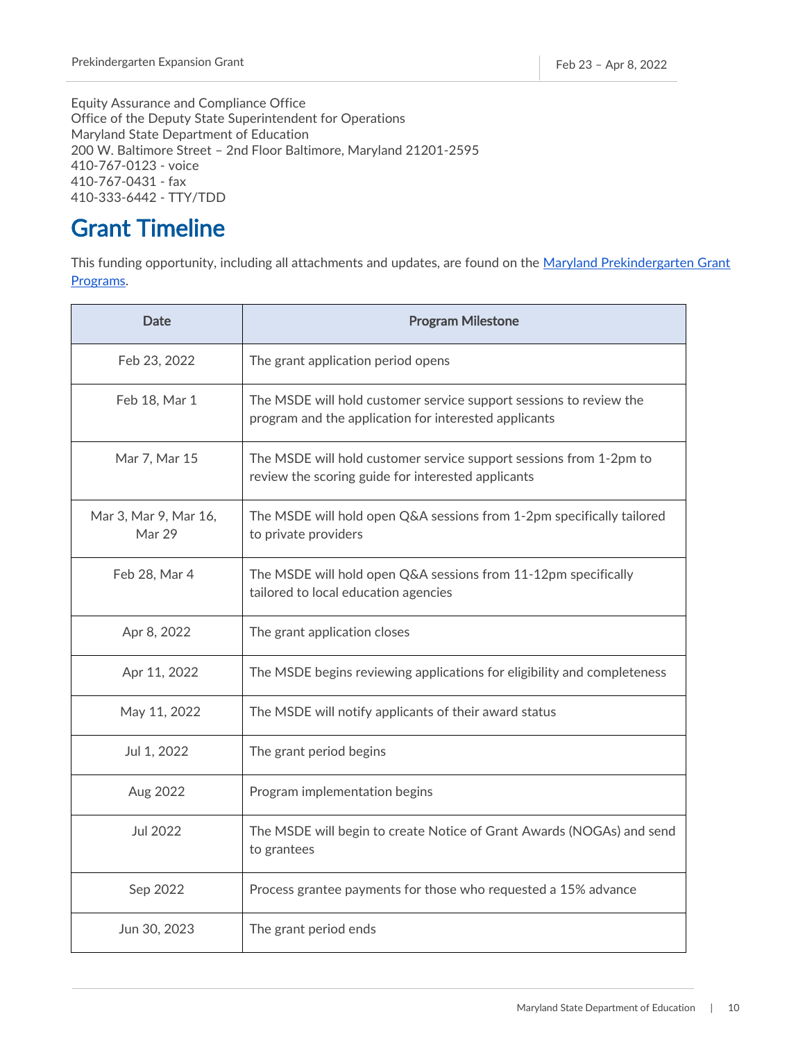Equity Assurance and Compliance Office
Office of the Deputy State Superintendent for Operations
Maryland State Department of Education
200 W. Baltimore Street – 2nd Floor Baltimore, Maryland 21201-2595
410-767-0123 - voice
410-767-0431 - fax
410-333-6442 - TTY/TDD

# Grant Timeline

This funding opportunity, including all attachments and updates, are found on the [Maryland Prekindergarten Grant Programs](#).

| Date | Program Milestone |
| --- | --- |
| Feb 23, 2022 | The grant application period opens |
| Feb 18, Mar 1 | The MSDE will hold customer service support sessions to review the program and the application for interested applicants |
| Mar 7, Mar 15 | The MSDE will hold customer service support sessions from 1-2pm to review the scoring guide for interested applicants |
| Mar 3, Mar 9, Mar 16, Mar 29 | The MSDE will hold open Q&A sessions from 1-2pm specifically tailored to private providers |
| Feb 28, Mar 4 | The MSDE will hold open Q&A sessions from 11-12pm specifically tailored to local education agencies |
| Apr 8, 2022 | The grant application closes |
| Apr 11, 2022 | The MSDE begins reviewing applications for eligibility and completeness |
| May 11, 2022 | The MSDE will notify applicants of their award status |
| Jul 1, 2022 | The grant period begins |
| Aug 2022 | Program implementation begins |
| Jul 2022 | The MSDE will begin to create Notice of Grant Awards (NOGAs) and send to grantees |
| Sep 2022 | Process grantee payments for those who requested a 15% advance |
| Jun 30, 2023 | The grant period ends |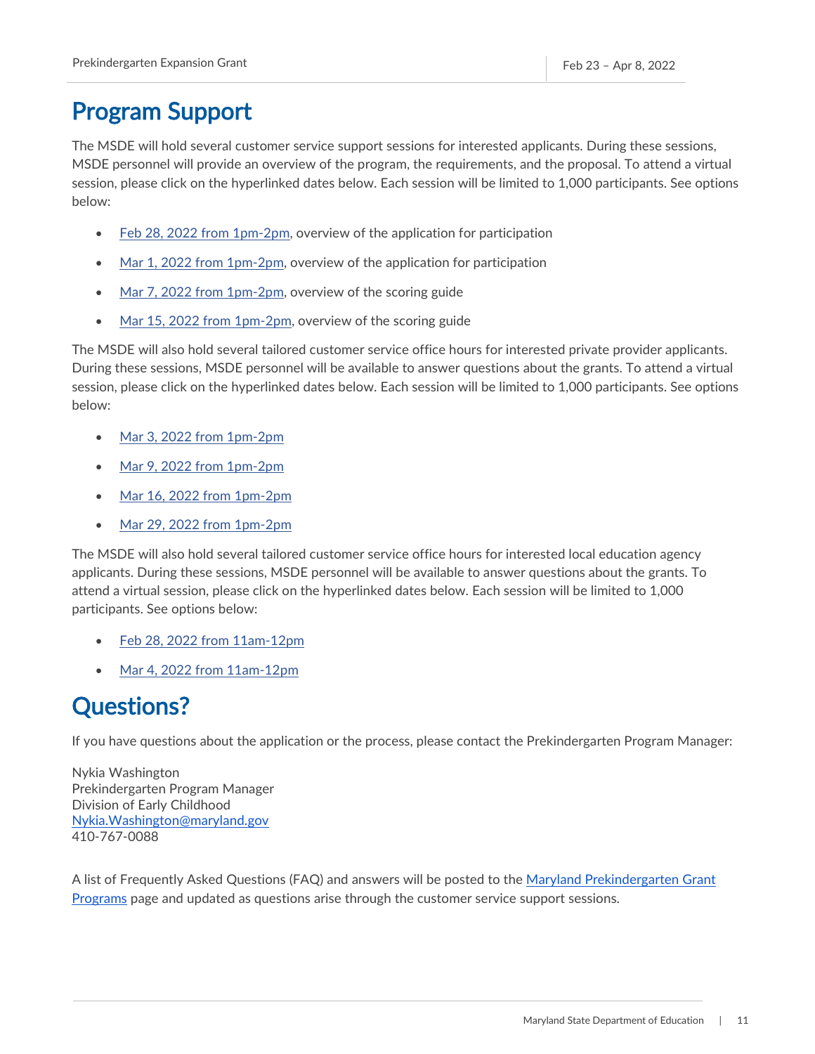# Program Support

The MSDE will hold several customer service support sessions for interested applicants. During these sessions, MSDE personnel will provide an overview of the program, the requirements, and the proposal. To attend a virtual session, please click on the hyperlinked dates below. Each session will be limited to 1,000 participants. See options below:

- Feb 28, 2022 from 1pm-2pm, overview of the application for participation
- Mar 1, 2022 from 1pm-2pm, overview of the application for participation
- Mar 7, 2022 from 1pm-2pm, overview of the scoring guide
- Mar 15, 2022 from 1pm-2pm, overview of the scoring guide

The MSDE will also hold several tailored customer service office hours for interested private provider applicants. During these sessions, MSDE personnel will be available to answer questions about the grants. To attend a virtual session, please click on the hyperlinked dates below. Each session will be limited to 1,000 participants. See options below:

- Mar 3, 2022 from 1pm-2pm
- Mar 9, 2022 from 1pm-2pm
- Mar 16, 2022 from 1pm-2pm
- Mar 29, 2022 from 1pm-2pm

The MSDE will also hold several tailored customer service office hours for interested local education agency applicants. During these sessions, MSDE personnel will be available to answer questions about the grants. To attend a virtual session, please click on the hyperlinked dates below. Each session will be limited to 1,000 participants. See options below:

- Feb 28, 2022 from 11am-12pm
- Mar 4, 2022 from 11am-12pm

# Questions?

If you have questions about the application or the process, please contact the Prekindergarten Program Manager:

Nykia Washington
Prekindergarten Program Manager
Division of Early Childhood
Nykia.Washington@maryland.gov
410-767-0088

A list of Frequently Asked Questions (FAQ) and answers will be posted to the Maryland Prekindergarten Grant Programs page and updated as questions arise through the customer service support sessions.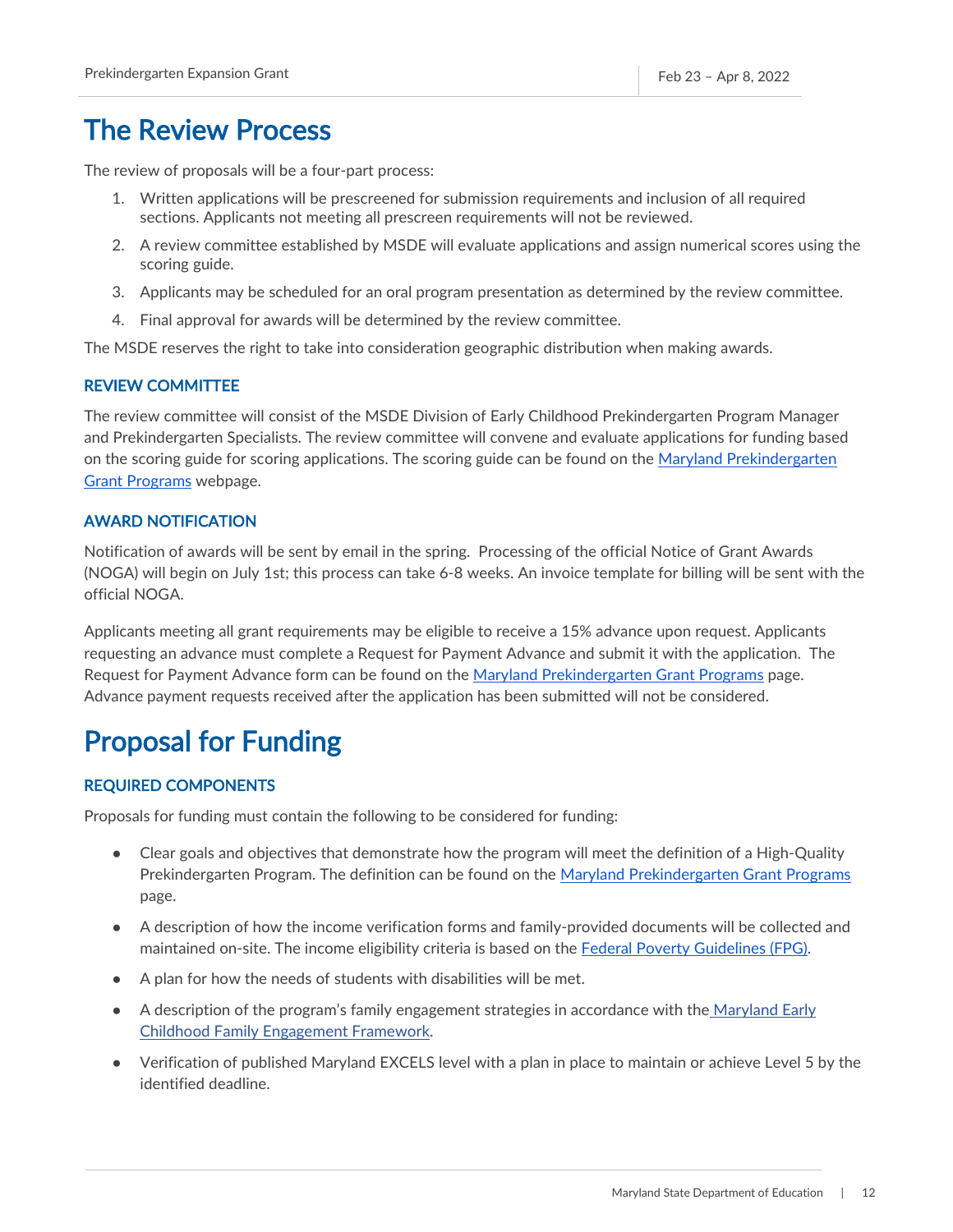# The Review Process

The review of proposals will be a four-part process:

1. Written applications will be prescreened for submission requirements and inclusion of all required sections. Applicants not meeting all prescreen requirements will not be reviewed.
2. A review committee established by MSDE will evaluate applications and assign numerical scores using the scoring guide.
3. Applicants may be scheduled for an oral program presentation as determined by the review committee.
4. Final approval for awards will be determined by the review committee.

The MSDE reserves the right to take into consideration geographic distribution when making awards.

### REVIEW COMMITTEE

The review committee will consist of the MSDE Division of Early Childhood Prekindergarten Program Manager and Prekindergarten Specialists. The review committee will convene and evaluate applications for funding based on the scoring guide for scoring applications. The scoring guide can be found on the Maryland Prekindergarten Grant Programs webpage.

### AWARD NOTIFICATION

Notification of awards will be sent by email in the spring. Processing of the official Notice of Grant Awards (NOGA) will begin on July 1st; this process can take 6-8 weeks. An invoice template for billing will be sent with the official NOGA.

Applicants meeting all grant requirements may be eligible to receive a 15% advance upon request. Applicants requesting an advance must complete a Request for Payment Advance and submit it with the application. The Request for Payment Advance form can be found on the Maryland Prekindergarten Grant Programs page. Advance payment requests received after the application has been submitted will not be considered.

# Proposal for Funding

### REQUIRED COMPONENTS

Proposals for funding must contain the following to be considered for funding:

- Clear goals and objectives that demonstrate how the program will meet the definition of a High-Quality Prekindergarten Program. The definition can be found on the Maryland Prekindergarten Grant Programs page.
- A description of how the income verification forms and family-provided documents will be collected and maintained on-site. The income eligibility criteria is based on the Federal Poverty Guidelines (FPG).
- A plan for how the needs of students with disabilities will be met.
- A description of the program's family engagement strategies in accordance with the Maryland Early Childhood Family Engagement Framework.
- Verification of published Maryland EXCELS level with a plan in place to maintain or achieve Level 5 by the identified deadline.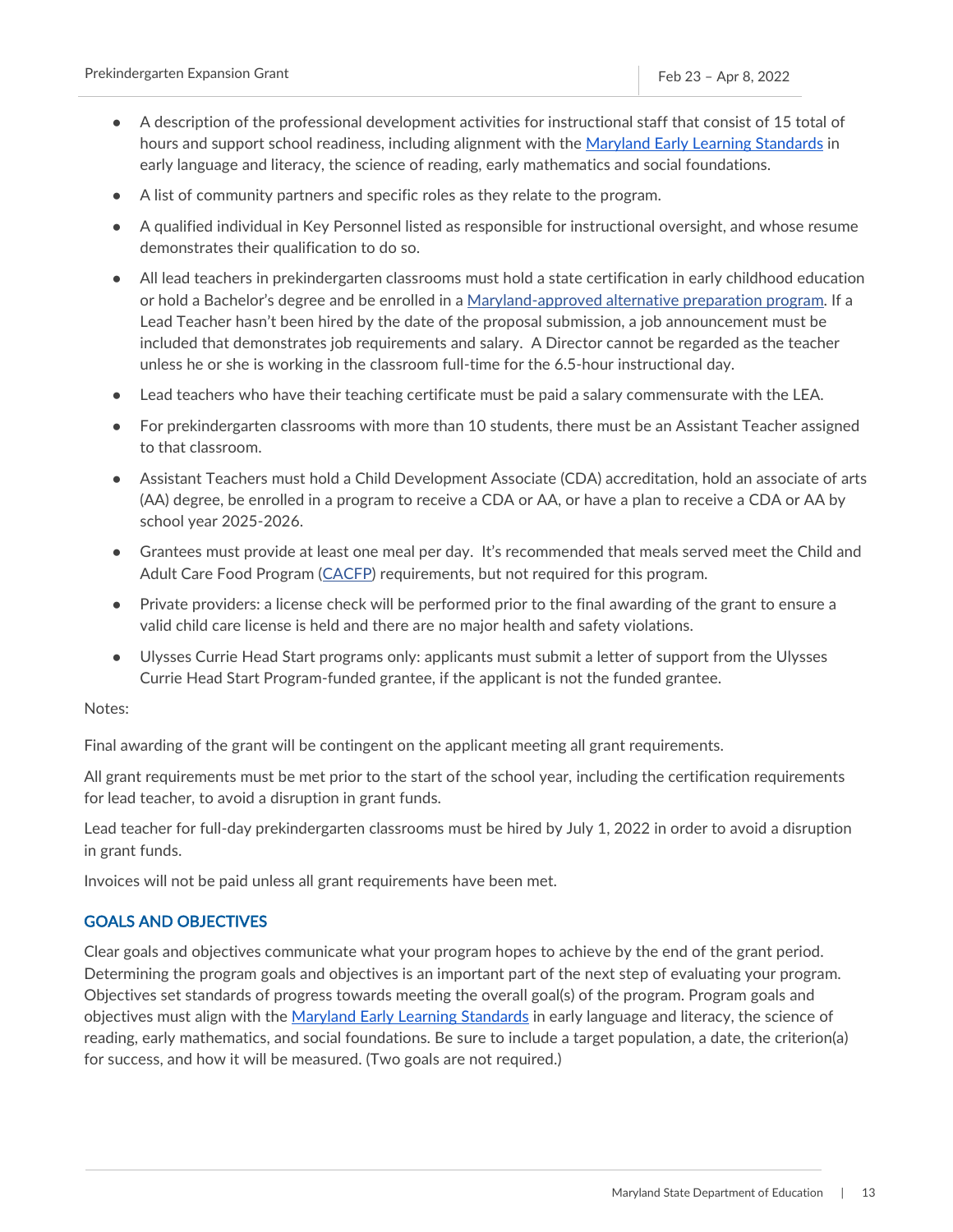- A description of the professional development activities for instructional staff that consist of 15 total of hours and support school readiness, including alignment with the Maryland Early Learning Standards in early language and literacy, the science of reading, early mathematics and social foundations.
- A list of community partners and specific roles as they relate to the program.
- A qualified individual in Key Personnel listed as responsible for instructional oversight, and whose resume demonstrates their qualification to do so.
- All lead teachers in prekindergarten classrooms must hold a state certification in early childhood education or hold a Bachelor's degree and be enrolled in a Maryland-approved alternative preparation program. If a Lead Teacher hasn't been hired by the date of the proposal submission, a job announcement must be included that demonstrates job requirements and salary. A Director cannot be regarded as the teacher unless he or she is working in the classroom full-time for the 6.5-hour instructional day.
- Lead teachers who have their teaching certificate must be paid a salary commensurate with the LEA.
- For prekindergarten classrooms with more than 10 students, there must be an Assistant Teacher assigned to that classroom.
- Assistant Teachers must hold a Child Development Associate (CDA) accreditation, hold an associate of arts (AA) degree, be enrolled in a program to receive a CDA or AA, or have a plan to receive a CDA or AA by school year 2025-2026.
- Grantees must provide at least one meal per day. It's recommended that meals served meet the Child and Adult Care Food Program (CACFP) requirements, but not required for this program.
- Private providers: a license check will be performed prior to the final awarding of the grant to ensure a valid child care license is held and there are no major health and safety violations.
- Ulysses Currie Head Start programs only: applicants must submit a letter of support from the Ulysses Currie Head Start Program-funded grantee, if the applicant is not the funded grantee.

Notes:

Final awarding of the grant will be contingent on the applicant meeting all grant requirements.

All grant requirements must be met prior to the start of the school year, including the certification requirements for lead teacher, to avoid a disruption in grant funds.

Lead teacher for full-day prekindergarten classrooms must be hired by July 1, 2022 in order to avoid a disruption in grant funds.

Invoices will not be paid unless all grant requirements have been met.

## GOALS AND OBJECTIVES

Clear goals and objectives communicate what your program hopes to achieve by the end of the grant period. Determining the program goals and objectives is an important part of the next step of evaluating your program. Objectives set standards of progress towards meeting the overall goal(s) of the program. Program goals and objectives must align with the Maryland Early Learning Standards in early language and literacy, the science of reading, early mathematics, and social foundations. Be sure to include a target population, a date, the criterion(a) for success, and how it will be measured. (Two goals are not required.)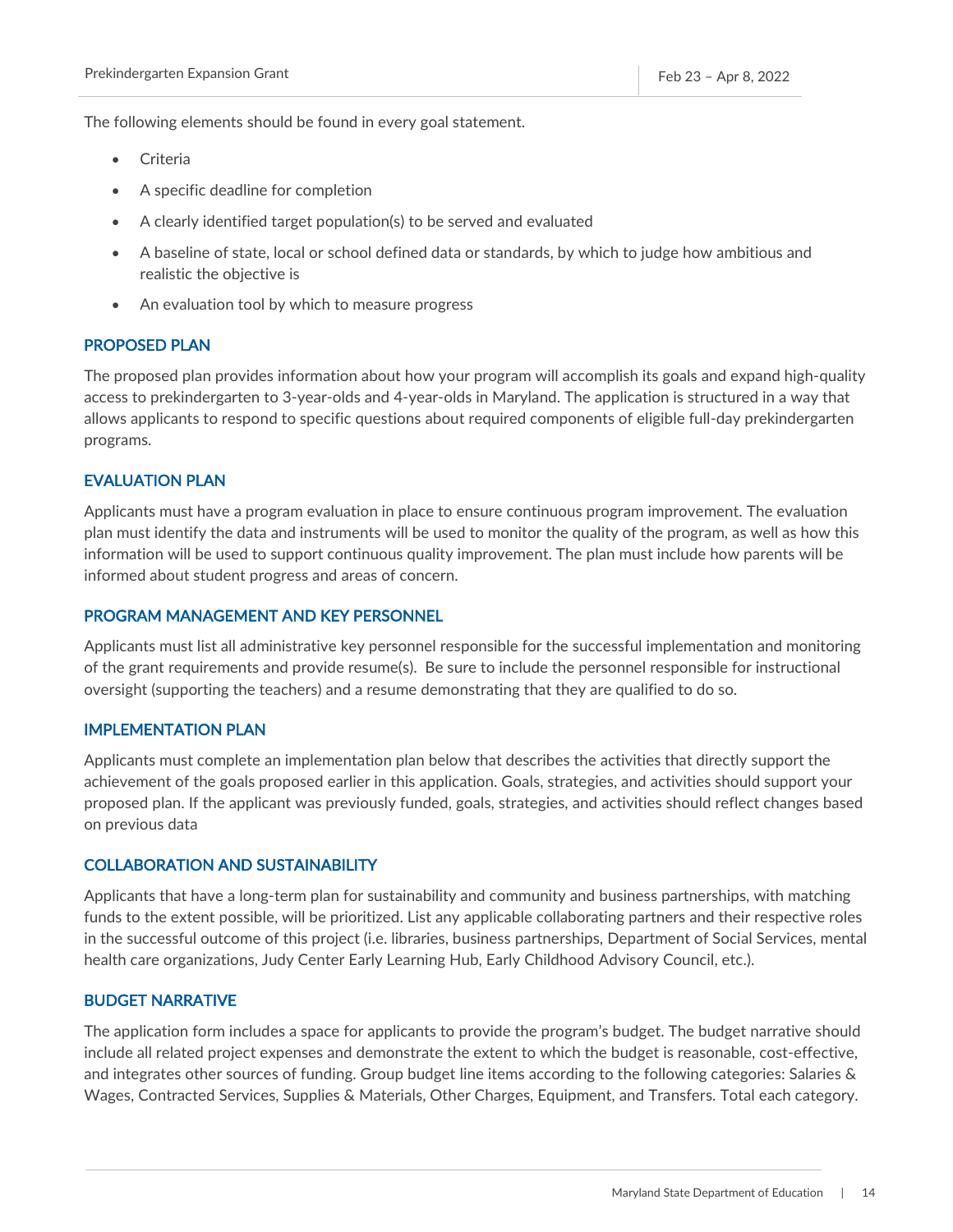The following elements should be found in every goal statement.

- Criteria
- A specific deadline for completion
- A clearly identified target population(s) to be served and evaluated
- A baseline of state, local or school defined data or standards, by which to judge how ambitious and realistic the objective is
- An evaluation tool by which to measure progress

## PROPOSED PLAN

The proposed plan provides information about how your program will accomplish its goals and expand high-quality access to prekindergarten to 3-year-olds and 4-year-olds in Maryland. The application is structured in a way that allows applicants to respond to specific questions about required components of eligible full-day prekindergarten programs.

## EVALUATION PLAN

Applicants must have a program evaluation in place to ensure continuous program improvement. The evaluation plan must identify the data and instruments will be used to monitor the quality of the program, as well as how this information will be used to support continuous quality improvement. The plan must include how parents will be informed about student progress and areas of concern.

## PROGRAM MANAGEMENT AND KEY PERSONNEL

Applicants must list all administrative key personnel responsible for the successful implementation and monitoring of the grant requirements and provide resume(s). Be sure to include the personnel responsible for instructional oversight (supporting the teachers) and a resume demonstrating that they are qualified to do so.

## IMPLEMENTATION PLAN

Applicants must complete an implementation plan below that describes the activities that directly support the achievement of the goals proposed earlier in this application. Goals, strategies, and activities should support your proposed plan. If the applicant was previously funded, goals, strategies, and activities should reflect changes based on previous data

## COLLABORATION AND SUSTAINABILITY

Applicants that have a long-term plan for sustainability and community and business partnerships, with matching funds to the extent possible, will be prioritized. List any applicable collaborating partners and their respective roles in the successful outcome of this project (i.e. libraries, business partnerships, Department of Social Services, mental health care organizations, Judy Center Early Learning Hub, Early Childhood Advisory Council, etc.).

## BUDGET NARRATIVE

The application form includes a space for applicants to provide the program's budget. The budget narrative should include all related project expenses and demonstrate the extent to which the budget is reasonable, cost-effective, and integrates other sources of funding. Group budget line items according to the following categories: Salaries & Wages, Contracted Services, Supplies & Materials, Other Charges, Equipment, and Transfers. Total each category.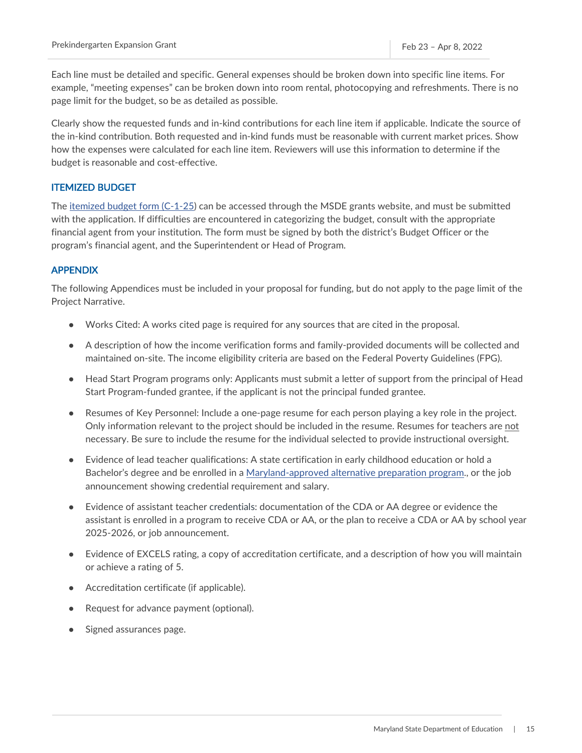Each line must be detailed and specific. General expenses should be broken down into specific line items. For example, "meeting expenses" can be broken down into room rental, photocopying and refreshments. There is no page limit for the budget, so be as detailed as possible.

Clearly show the requested funds and in-kind contributions for each line item if applicable. Indicate the source of the in-kind contribution. Both requested and in-kind funds must be reasonable with current market prices. Show how the expenses were calculated for each line item. Reviewers will use this information to determine if the budget is reasonable and cost-effective.

### ITEMIZED BUDGET

The itemized budget form (C-1-25) can be accessed through the MSDE grants website, and must be submitted with the application. If difficulties are encountered in categorizing the budget, consult with the appropriate financial agent from your institution. The form must be signed by both the district's Budget Officer or the program's financial agent, and the Superintendent or Head of Program.

### APPENDIX

The following Appendices must be included in your proposal for funding, but do not apply to the page limit of the Project Narrative.

- Works Cited: A works cited page is required for any sources that are cited in the proposal.
- A description of how the income verification forms and family-provided documents will be collected and maintained on-site. The income eligibility criteria are based on the Federal Poverty Guidelines (FPG).
- Head Start Program programs only: Applicants must submit a letter of support from the principal of Head Start Program-funded grantee, if the applicant is not the principal funded grantee.
- Resumes of Key Personnel: Include a one-page resume for each person playing a key role in the project. Only information relevant to the project should be included in the resume. Resumes for teachers are not necessary. Be sure to include the resume for the individual selected to provide instructional oversight.
- Evidence of lead teacher qualifications: A state certification in early childhood education or hold a Bachelor's degree and be enrolled in a Maryland-approved alternative preparation program., or the job announcement showing credential requirement and salary.
- Evidence of assistant teacher credentials: documentation of the CDA or AA degree or evidence the assistant is enrolled in a program to receive CDA or AA, or the plan to receive a CDA or AA by school year 2025-2026, or job announcement.
- Evidence of EXCELS rating, a copy of accreditation certificate, and a description of how you will maintain or achieve a rating of 5.
- Accreditation certificate (if applicable).
- Request for advance payment (optional).
- Signed assurances page.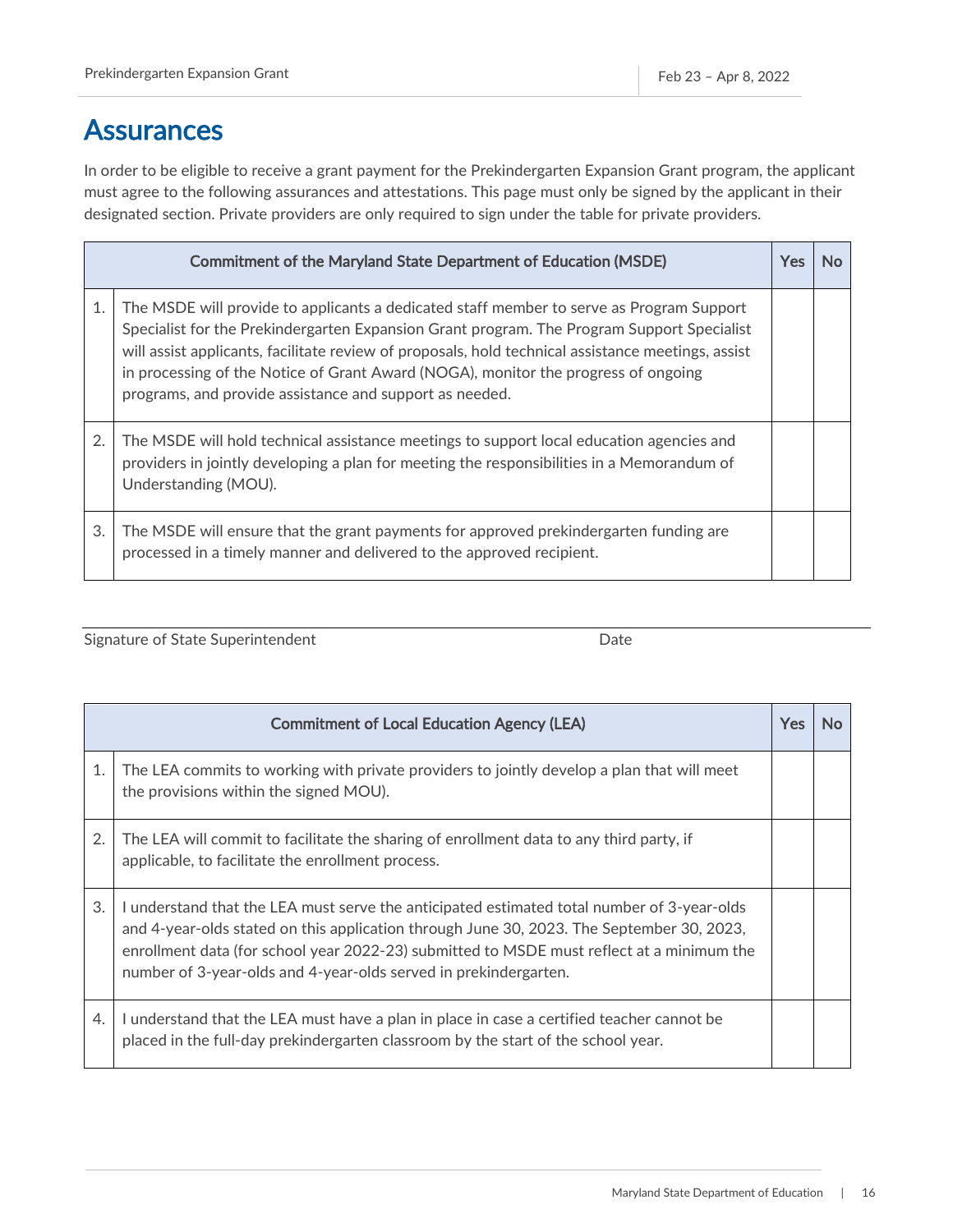# Assurances

In order to be eligible to receive a grant payment for the Prekindergarten Expansion Grant program, the applicant must agree to the following assurances and attestations. This page must only be signed by the applicant in their designated section. Private providers are only required to sign under the table for private providers.

| | Commitment of the Maryland State Department of Education (MSDE) | Yes | No |
|---|---|---|---|
| 1. | The MSDE will provide to applicants a dedicated staff member to serve as Program Support Specialist for the Prekindergarten Expansion Grant program. The Program Support Specialist will assist applicants, facilitate review of proposals, hold technical assistance meetings, assist in processing of the Notice of Grant Award (NOGA), monitor the progress of ongoing programs, and provide assistance and support as needed. | | |
| 2. | The MSDE will hold technical assistance meetings to support local education agencies and providers in jointly developing a plan for meeting the responsibilities in a Memorandum of Understanding (MOU). | | |
| 3. | The MSDE will ensure that the grant payments for approved prekindergarten funding are processed in a timely manner and delivered to the approved recipient. | | |

Signature of State Superintendent        Date

| | Commitment of Local Education Agency (LEA) | Yes | No |
|---|---|---|---|
| 1. | The LEA commits to working with private providers to jointly develop a plan that will meet the provisions within the signed MOU). | | |
| 2. | The LEA will commit to facilitate the sharing of enrollment data to any third party, if applicable, to facilitate the enrollment process. | | |
| 3. | I understand that the LEA must serve the anticipated estimated total number of 3-year-olds and 4-year-olds stated on this application through June 30, 2023. The September 30, 2023, enrollment data (for school year 2022-23) submitted to MSDE must reflect at a minimum the number of 3-year-olds and 4-year-olds served in prekindergarten. | | |
| 4. | I understand that the LEA must have a plan in place in case a certified teacher cannot be placed in the full-day prekindergarten classroom by the start of the school year. | | |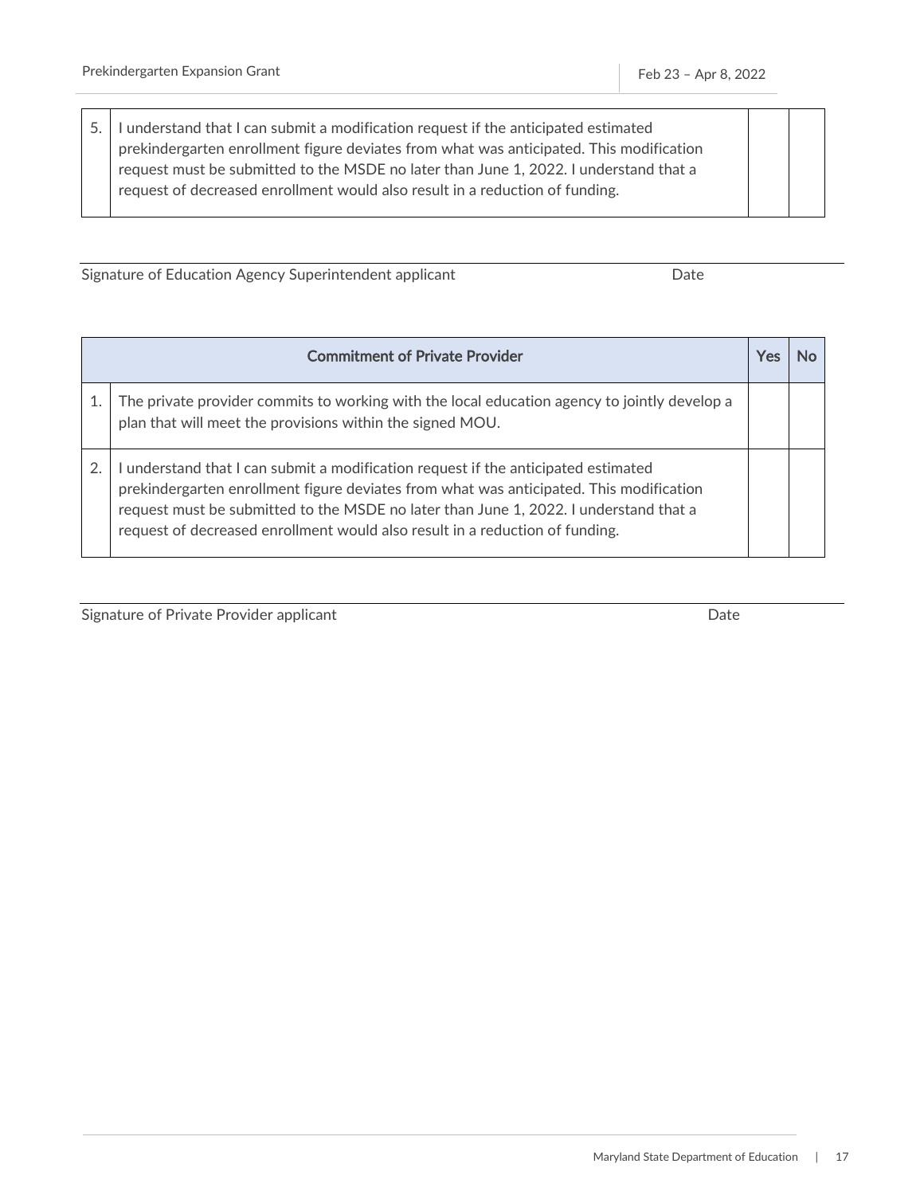| | | | |
|---|---|---|---|
| 5. | I understand that I can submit a modification request if the anticipated estimated prekindergarten enrollment figure deviates from what was anticipated. This modification request must be submitted to the MSDE no later than June 1, 2022. I understand that a request of decreased enrollment would also result in a reduction of funding. | | |

Signature of Education Agency Superintendent applicant                    Date

| | Commitment of Private Provider | Yes | No |
|---|---|---|---|
| 1. | The private provider commits to working with the local education agency to jointly develop a plan that will meet the provisions within the signed MOU. | | |
| 2. | I understand that I can submit a modification request if the anticipated estimated prekindergarten enrollment figure deviates from what was anticipated. This modification request must be submitted to the MSDE no later than June 1, 2022. I understand that a request of decreased enrollment would also result in a reduction of funding. | | |

Signature of Private Provider applicant                    Date